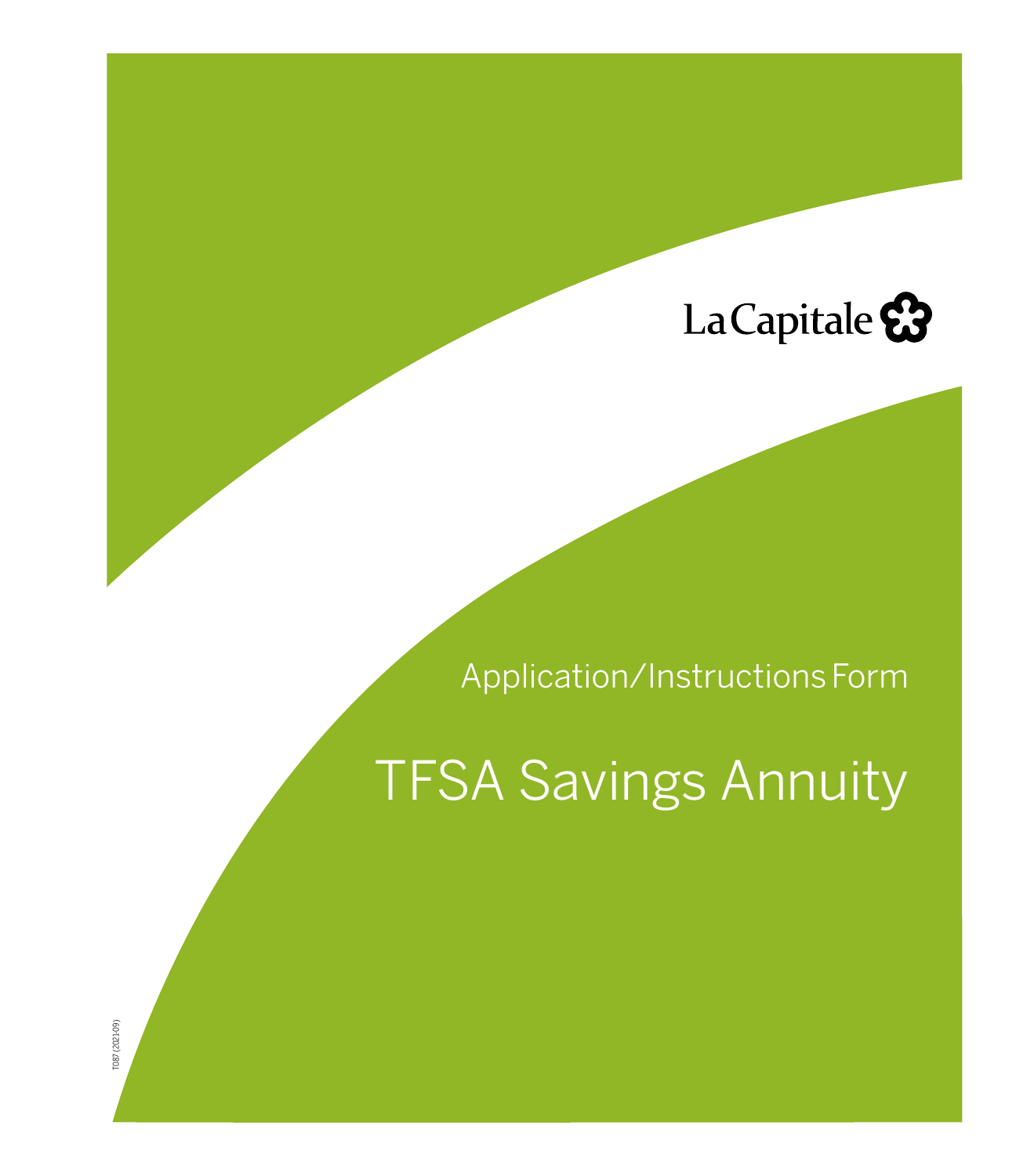La Capitale

Application/Instructions Form

# TFSA Savings Annuity

T087 (2021-09)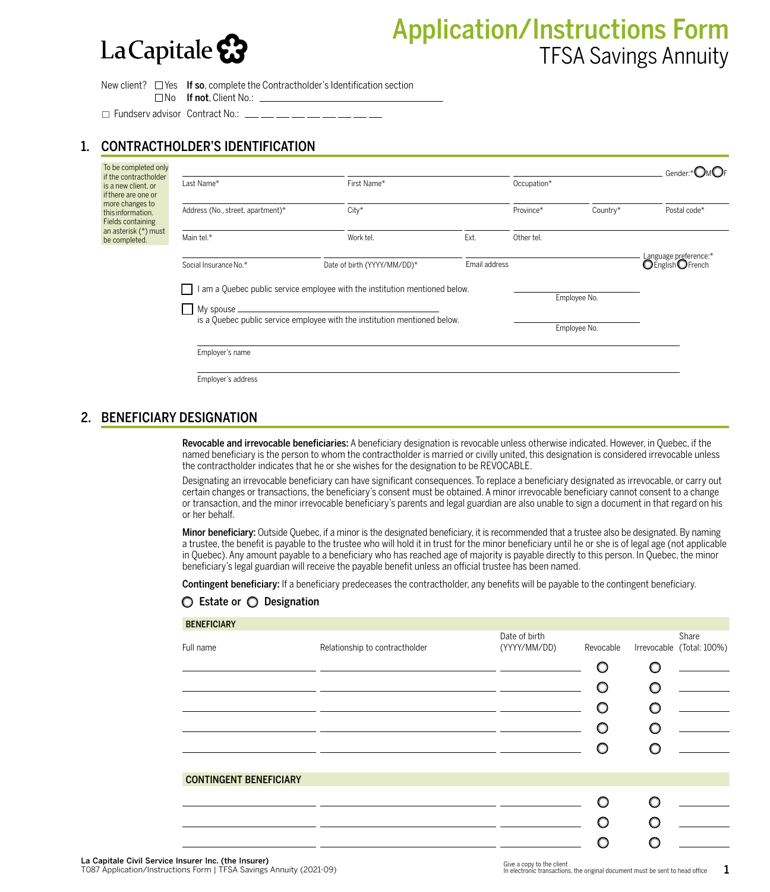# La Capitale

# Application/Instructions Form
## TFSA Savings Annuity

New client? ☐ Yes **If so**, complete the Contractholder's Identification section
☐ No **If not**, Client No.: ____________________

☐ Fundserv advisor Contract No.: __ __ __ __ __ __ __ __ __

## 1. CONTRACTHOLDER'S IDENTIFICATION

To be completed only if the contractholder is a new client, or if there are one or more changes to this information. Fields containing an asterisk (*) must be completed.

Last Name* ____________ First Name* ____________ Occupation* ____________ Gender:* ◯ M ◯ F

Address (No., street, apartment)* ____________ City* ____________ Province* ____________ Country* ____________ Postal code* ____________

Main tel.* ____________ Work tel. ____________ Ext. ____ Other tel. ____________

Social Insurance No.* ____________ Date of birth (YYYY/MM/DD)* ____________ Email address ____________ Language preference:* ◯ English ◯ French

☐ I am a Quebec public service employee with the institution mentioned below. Employee No. ____________

☐ My spouse ____________ is a Quebec public service employee with the institution mentioned below. Employee No. ____________

Employer's name ____________

Employer's address ____________

## 2. BENEFICIARY DESIGNATION

**Revocable and irrevocable beneficiaries:** A beneficiary designation is revocable unless otherwise indicated. However, in Quebec, if the named beneficiary is the person to whom the contractholder is married or civilly united, this designation is considered irrevocable unless the contractholder indicates that he or she wishes for the designation to be REVOCABLE.

Designating an irrevocable beneficiary can have significant consequences. To replace a beneficiary designated as irrevocable, or carry out certain changes or transactions, the beneficiary's consent must be obtained. A minor irrevocable beneficiary cannot consent to a change or transaction, and the minor irrevocable beneficiary's parents and legal guardian are also unable to sign a document in that regard on his or her behalf.

**Minor beneficiary:** Outside Quebec, if a minor is the designated beneficiary, it is recommended that a trustee also be designated. By naming a trustee, the benefit is payable to the trustee who will hold it in trust for the minor beneficiary until he or she is of legal age (not applicable in Quebec). Any amount payable to a beneficiary who has reached age of majority is payable directly to this person. In Quebec, the minor beneficiary's legal guardian will receive the payable benefit unless an official trustee has been named.

**Contingent beneficiary:** If a beneficiary predeceases the contractholder, any benefits will be payable to the contingent beneficiary.

◯ **Estate** or ◯ **Designation**

**BENEFICIARY**

| Full name | Relationship to contractholder | Date of birth (YYYY/MM/DD) | Revocable | Irrevocable | Share (Total: 100%) |
|---|---|---|---|---|---|
| | | | ◯ | ◯ | |
| | | | ◯ | ◯ | |
| | | | ◯ | ◯ | |
| | | | ◯ | ◯ | |
| | | | ◯ | ◯ | |

**CONTINGENT BENEFICIARY**

| Full name | Relationship to contractholder | Date of birth (YYYY/MM/DD) | Revocable | Irrevocable | Share (Total: 100%) |
|---|---|---|---|---|---|
| | | | ◯ | ◯ | |
| | | | ◯ | ◯ | |
| | | | ◯ | ◯ | |

**La Capitale Civil Service Insurer Inc. (the Insurer)**
T087 Application/Instructions Form | TFSA Savings Annuity (2021-09)

Give a copy to the client
In electronic transactions, the original document must be sent to head office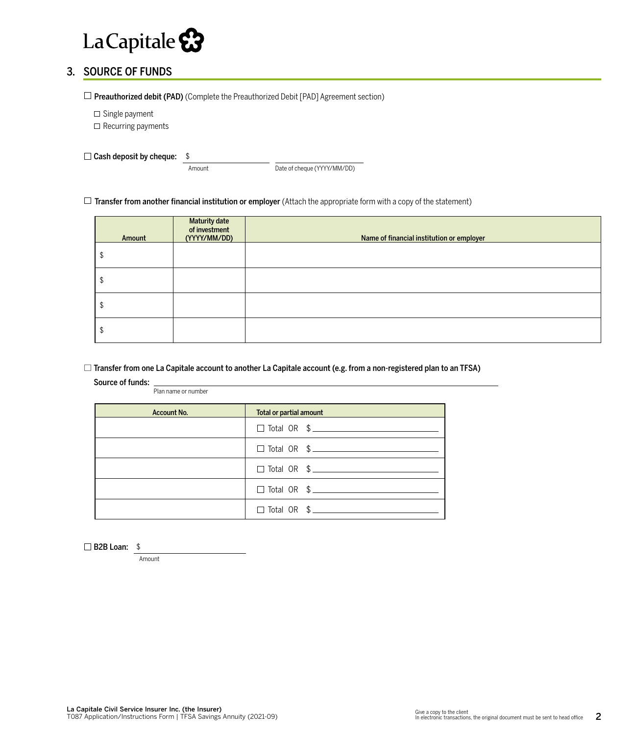## 3. SOURCE OF FUNDS

☐ **Preauthorized debit (PAD)** (Complete the Preauthorized Debit [PAD] Agreement section)

☐ Single payment

☐ Recurring payments

☐ **Cash deposit by cheque:** $ ____________________ (Amount) ____________________ (Date of cheque (YYYY/MM/DD))

☐ **Transfer from another financial institution or employer** (Attach the appropriate form with a copy of the statement)

| Amount | Maturity date of investment (YYYY/MM/DD) | Name of financial institution or employer |
|---|---|---|
| $ | | |
| $ | | |
| $ | | |
| $ | | |

☐ **Transfer from one La Capitale account to another La Capitale account (e.g. from a non-registered plan to an TFSA)**

**Source of funds:** ____________________________________________ (Plan name or number)

| Account No. | Total or partial amount |
|---|---|
| | ☐ Total OR $ ____________ |
| | ☐ Total OR $ ____________ |
| | ☐ Total OR $ ____________ |
| | ☐ Total OR $ ____________ |
| | ☐ Total OR $ ____________ |

☐ **B2B Loan:** $ ____________________ (Amount)

**La Capitale Civil Service Insurer Inc. (the Insurer)**
T087 Application/Instructions Form | TFSA Savings Annuity (2021-09)

Give a copy to the client
In electronic transactions, the original document must be sent to head office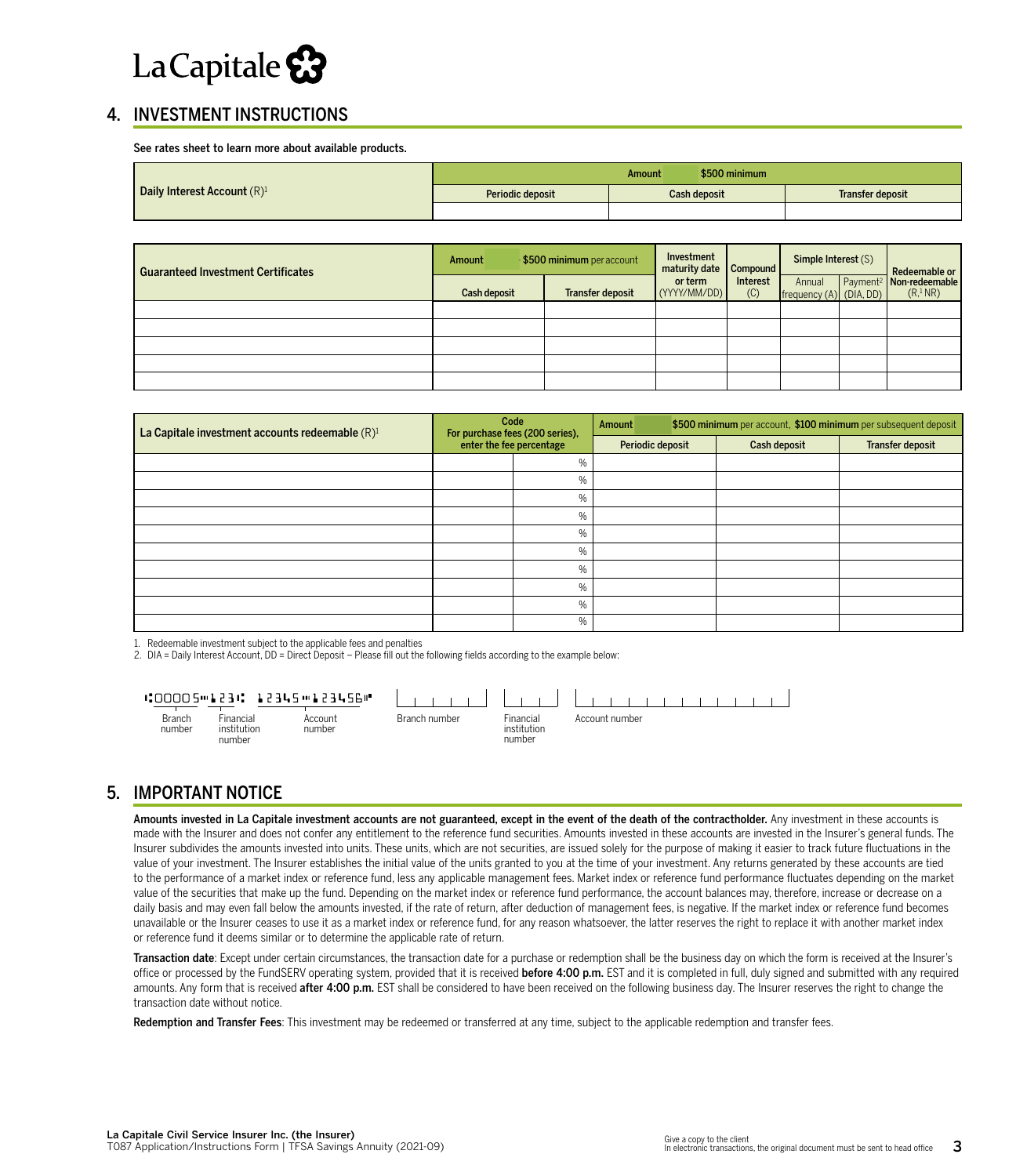## 4. INVESTMENT INSTRUCTIONS

**See rates sheet to learn more about available products.**

| **Daily Interest Account** (R)[1] | **Amount** **$500 minimum** | | |
|---|---|---|---|
| | **Periodic deposit** | **Cash deposit** | **Transfer deposit** |
| | | | |

| **Guaranteed Investment Certificates** | **Amount** **$500 minimum** per account | | **Investment maturity date or term** (YYYY/MM/DD) | **Compound Interest** (C) | **Simple Interest** (S) | | **Redeemable or Non-redeemable** (R,[1] NR) |
|---|---|---|---|---|---|---|---|
| | **Cash deposit** | **Transfer deposit** | | | Annual frequency (A) | Payment[2] (DIA, DD) | |
| | | | | | | | |
| | | | | | | | |
| | | | | | | | |
| | | | | | | | |
| | | | | | | | |

| **La Capitale investment accounts redeemable** (R)[1] | **Code** **For purchase fees (200 series), enter the fee percentage** | | **Amount** **$500 minimum** per account, **$100 minimum** per subsequent deposit | | |
|---|---|---|---|---|---|
| | | | **Periodic deposit** | **Cash deposit** | **Transfer deposit** |
| | | % | | | |
| | | % | | | |
| | | % | | | |
| | | % | | | |
| | | % | | | |
| | | % | | | |
| | | % | | | |
| | | % | | | |
| | | % | | | |
| | | % | | | |

1. Redeemable investment subject to the applicable fees and penalties
2. DIA = Daily Interest Account, DD = Direct Deposit – Please fill out the following fields according to the example below:

Example: ⑆00005⑉123⑆ 12345⑉123456⑈ — Branch number / Financial institution number / Account number

Branch number: ______ Financial institution number: ______ Account number: ______

## 5. IMPORTANT NOTICE

**Amounts invested in La Capitale investment accounts are not guaranteed, except in the event of the death of the contractholder.** Any investment in these accounts is made with the Insurer and does not confer any entitlement to the reference fund securities. Amounts invested in these accounts are invested in the Insurer's general funds. The Insurer subdivides the amounts invested into units. These units, which are not securities, are issued solely for the purpose of making it easier to track future fluctuations in the value of your investment. The Insurer establishes the initial value of the units granted to you at the time of your investment. Any returns generated by these accounts are tied to the performance of a market index or reference fund, less any applicable management fees. Market index or reference fund performance fluctuates depending on the market value of the securities that make up the fund. Depending on the market index or reference fund performance, the account balances may, therefore, increase or decrease on a daily basis and may even fall below the amounts invested, if the rate of return, after deduction of management fees, is negative. If the market index or reference fund becomes unavailable or the Insurer ceases to use it as a market index or reference fund, for any reason whatsoever, the latter reserves the right to replace it with another market index or reference fund it deems similar or to determine the applicable rate of return.

**Transaction date**: Except under certain circumstances, the transaction date for a purchase or redemption shall be the business day on which the form is received at the Insurer's office or processed by the FundSERV operating system, provided that it is received **before 4:00 p.m.** EST and it is completed in full, duly signed and submitted with any required amounts. Any form that is received **after 4:00 p.m.** EST shall be considered to have been received on the following business day. The Insurer reserves the right to change the transaction date without notice.

**Redemption and Transfer Fees**: This investment may be redeemed or transferred at any time, subject to the applicable redemption and transfer fees.

Give a copy to the client
In electronic transactions, the original document must be sent to head office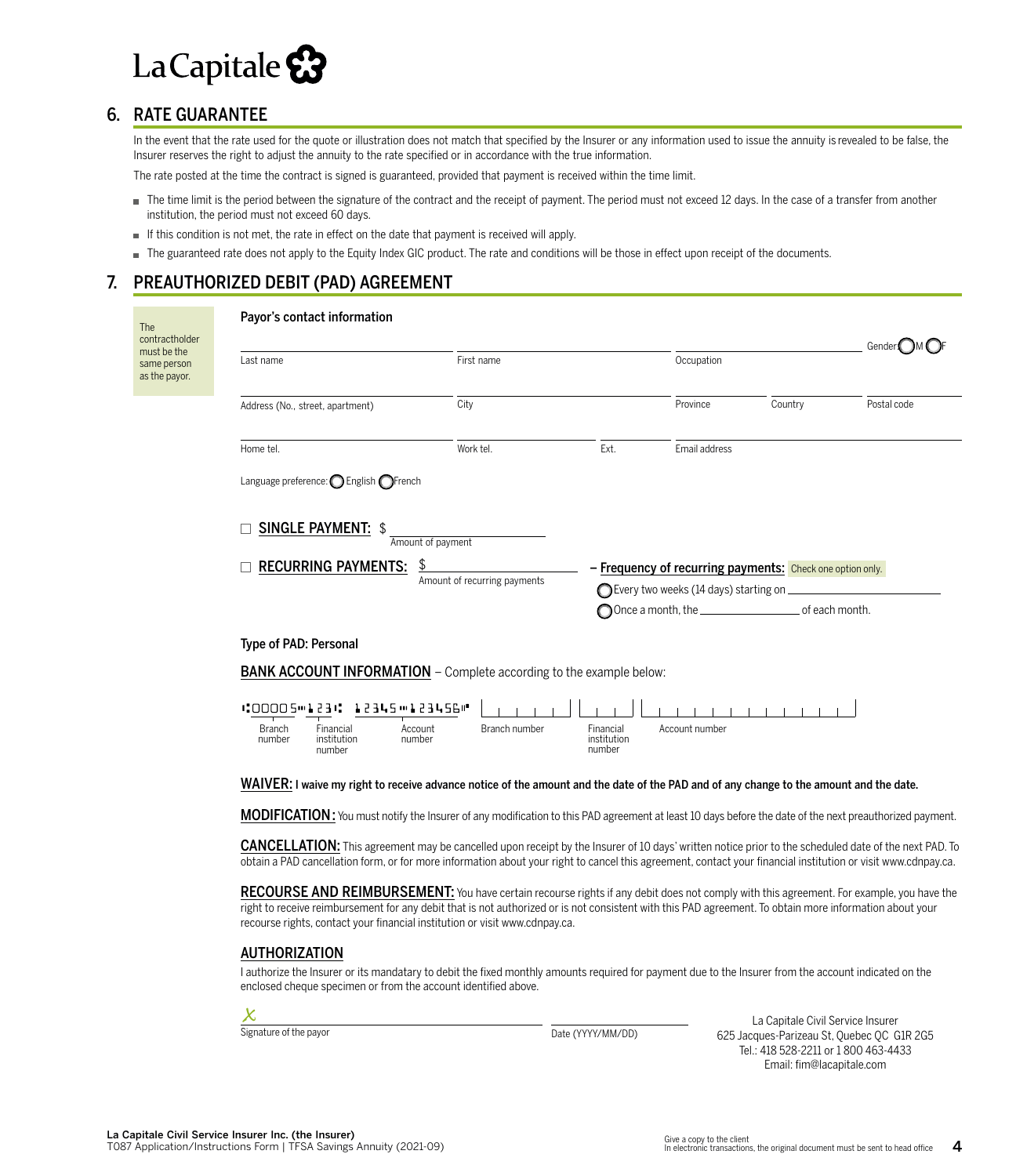# La Capitale

## 6. RATE GUARANTEE

In the event that the rate used for the quote or illustration does not match that specified by the Insurer or any information used to issue the annuity is revealed to be false, the Insurer reserves the right to adjust the annuity to the rate specified or in accordance with the true information.

The rate posted at the time the contract is signed is guaranteed, provided that payment is received within the time limit.

- The time limit is the period between the signature of the contract and the receipt of payment. The period must not exceed 12 days. In the case of a transfer from another institution, the period must not exceed 60 days.
- If this condition is not met, the rate in effect on the date that payment is received will apply.
- The guaranteed rate does not apply to the Equity Index GIC product. The rate and conditions will be those in effect upon receipt of the documents.

## 7. PREAUTHORIZED DEBIT (PAD) AGREEMENT

The contractholder must be the same person as the payor.

**Payor's contact information**

Last name ______ First name ______ Occupation ______ Gender: ◯ M ◯ F

Address (No., street, apartment) ______ City ______ Province ______ Country ______ Postal code ______

Home tel. ______ Work tel. ______ Ext. ______ Email address ______

Language preference: ◯ English ◯ French

☐ **SINGLE PAYMENT:** $ ______ Amount of payment

☐ **RECURRING PAYMENTS:** $ ______ Amount of recurring payments

– **Frequency of recurring payments:** Check one option only.

◯ Every two weeks (14 days) starting on ______

◯ Once a month, the ______ of each month.

**Type of PAD: Personal**

**BANK ACCOUNT INFORMATION** – Complete according to the example below:

⑆00005⑈123⑆ 12345⑈123456⑈

Branch number | Financial institution number | Account number

Branch number ______ Financial institution number ______ Account number ______

**WAIVER:** **I waive my right to receive advance notice of the amount and the date of the PAD and of any change to the amount and the date.**

**MODIFICATION:** You must notify the Insurer of any modification to this PAD agreement at least 10 days before the date of the next preauthorized payment.

**CANCELLATION:** This agreement may be cancelled upon receipt by the Insurer of 10 days' written notice prior to the scheduled date of the next PAD. To obtain a PAD cancellation form, or for more information about your right to cancel this agreement, contact your financial institution or visit www.cdnpay.ca.

**RECOURSE AND REIMBURSEMENT:** You have certain recourse rights if any debit does not comply with this agreement. For example, you have the right to receive reimbursement for any debit that is not authorized or is not consistent with this PAD agreement. To obtain more information about your recourse rights, contact your financial institution or visit www.cdnpay.ca.

**AUTHORIZATION**

I authorize the Insurer or its mandatary to debit the fixed monthly amounts required for payment due to the Insurer from the account indicated on the enclosed cheque specimen or from the account identified above.

X ______ Signature of the payor

______ Date (YYYY/MM/DD)

La Capitale Civil Service Insurer
625 Jacques-Parizeau St, Quebec QC G1R 2G5
Tel.: 418 528-2211 or 1 800 463-4433
Email: fim@lacapitale.com

**La Capitale Civil Service Insurer Inc. (the Insurer)**
T087 Application/Instructions Form | TFSA Savings Annuity (2021-09)

Give a copy to the client
In electronic transactions, the original document must be sent to head office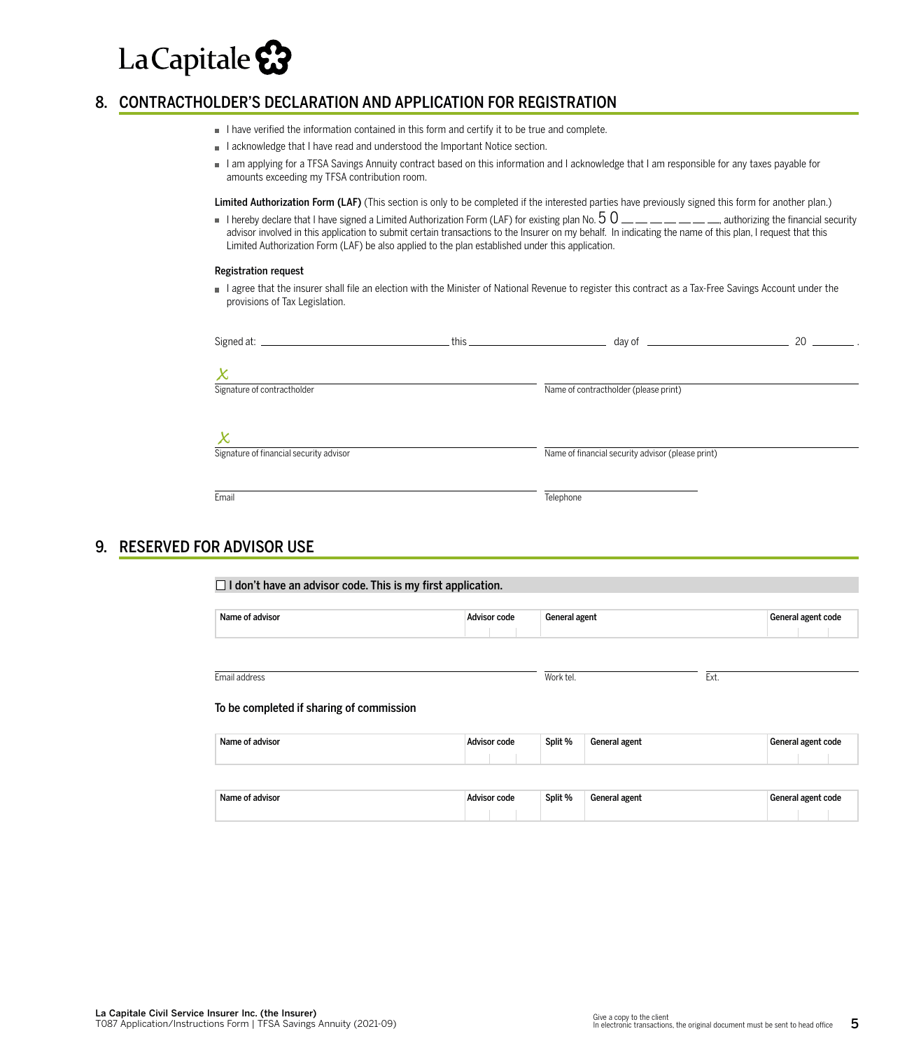## 8. CONTRACTHOLDER'S DECLARATION AND APPLICATION FOR REGISTRATION

- I have verified the information contained in this form and certify it to be true and complete.
- I acknowledge that I have read and understood the Important Notice section.
- I am applying for a TFSA Savings Annuity contract based on this information and I acknowledge that I am responsible for any taxes payable for amounts exceeding my TFSA contribution room.

**Limited Authorization Form (LAF)** (This section is only to be completed if the interested parties have previously signed this form for another plan.)

- I hereby declare that I have signed a Limited Authorization Form (LAF) for existing plan No. 5 0 __ __ __ __ __ __ __, authorizing the financial security advisor involved in this application to submit certain transactions to the Insurer on my behalf. In indicating the name of this plan, I request that this Limited Authorization Form (LAF) be also applied to the plan established under this application.

**Registration request**

- I agree that the insurer shall file an election with the Minister of National Revenue to register this contract as a Tax-Free Savings Account under the provisions of Tax Legislation.

Signed at: ______________________ this ______________ day of ______________ 20 ______ .

X ______________________________
Signature of contractholder

______________________________
Name of contractholder (please print)

X ______________________________
Signature of financial security advisor

______________________________
Name of financial security advisor (please print)

______________________________
Email

______________________________
Telephone

## 9. RESERVED FOR ADVISOR USE

☐ **I don't have an advisor code. This is my first application.**

| Name of advisor | Advisor code | General agent | General agent code |
|---|---|---|---|
| | | | |

______________________________
Email address

______________________________
Work tel.

______________________________
Ext.

**To be completed if sharing of commission**

| Name of advisor | Advisor code | Split % | General agent | General agent code |
|---|---|---|---|---|
| | | | | |

| Name of advisor | Advisor code | Split % | General agent | General agent code |
|---|---|---|---|---|
| | | | | |

**La Capitale Civil Service Insurer Inc. (the Insurer)**
T087 Application/Instructions Form | TFSA Savings Annuity (2021-09)

Give a copy to the client
In electronic transactions, the original document must be sent to head office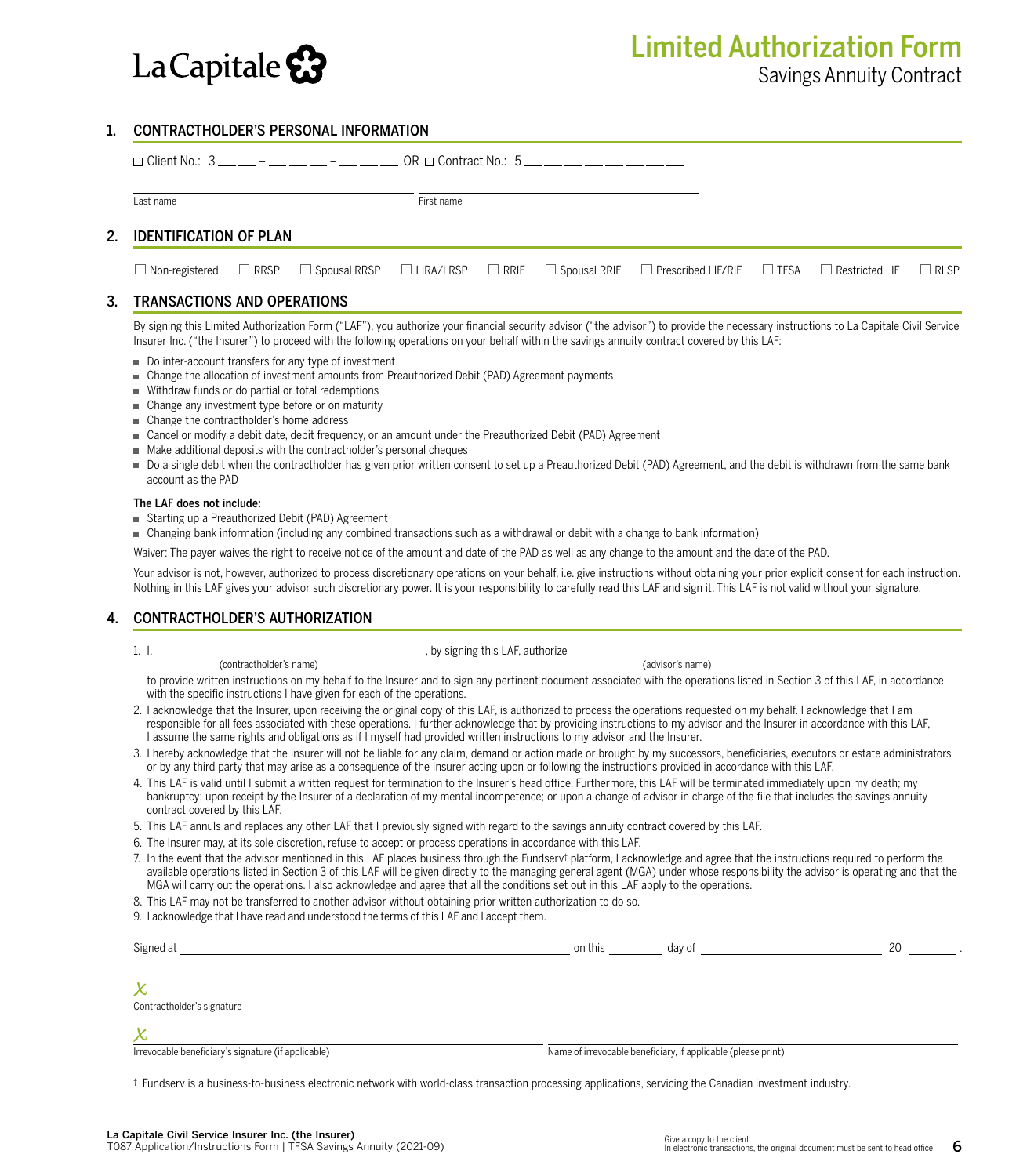La Capitale

# Limited Authorization Form

Savings Annuity Contract

## 1. CONTRACTHOLDER'S PERSONAL INFORMATION

☐ Client No.: 3 ___ ___ – ___ ___ ___ – ___ ___ ___ OR ☐ Contract No.: 5 ___ ___ ___ ___ ___ ___ ___ ___

Last name ____________________ First name ____________________

## 2. IDENTIFICATION OF PLAN

☐ Non-registered ☐ RRSP ☐ Spousal RRSP ☐ LIRA/LRSP ☐ RRIF ☐ Spousal RRIF ☐ Prescribed LIF/RIF ☐ TFSA ☐ Restricted LIF ☐ RLSP

## 3. TRANSACTIONS AND OPERATIONS

By signing this Limited Authorization Form ("LAF"), you authorize your financial security advisor ("the advisor") to provide the necessary instructions to La Capitale Civil Service Insurer Inc. ("the Insurer") to proceed with the following operations on your behalf within the savings annuity contract covered by this LAF:

- Do inter-account transfers for any type of investment
- Change the allocation of investment amounts from Preauthorized Debit (PAD) Agreement payments
- Withdraw funds or do partial or total redemptions
- Change any investment type before or on maturity
- Change the contractholder's home address
- Cancel or modify a debit date, debit frequency, or an amount under the Preauthorized Debit (PAD) Agreement
- Make additional deposits with the contractholder's personal cheques
- Do a single debit when the contractholder has given prior written consent to set up a Preauthorized Debit (PAD) Agreement, and the debit is withdrawn from the same bank account as the PAD

**The LAF does not include:**

- Starting up a Preauthorized Debit (PAD) Agreement
- Changing bank information (including any combined transactions such as a withdrawal or debit with a change to bank information)

Waiver: The payer waives the right to receive notice of the amount and date of the PAD as well as any change to the amount and the date of the PAD.

Your advisor is not, however, authorized to process discretionary operations on your behalf, i.e. give instructions without obtaining your prior explicit consent for each instruction. Nothing in this LAF gives your advisor such discretionary power. It is your responsibility to carefully read this LAF and sign it. This LAF is not valid without your signature.

## 4. CONTRACTHOLDER'S AUTHORIZATION

1. I, ______________________ (contractholder's name), by signing this LAF, authorize ______________________ (advisor's name) to provide written instructions on my behalf to the Insurer and to sign any pertinent document associated with the operations listed in Section 3 of this LAF, in accordance with the specific instructions I have given for each of the operations.
2. I acknowledge that the Insurer, upon receiving the original copy of this LAF, is authorized to process the operations requested on my behalf. I acknowledge that I am responsible for all fees associated with these operations. I further acknowledge that by providing instructions to my advisor and the Insurer in accordance with this LAF, I assume the same rights and obligations as if I myself had provided written instructions to my advisor and the Insurer.
3. I hereby acknowledge that the Insurer will not be liable for any claim, demand or action made or brought by my successors, beneficiaries, executors or estate administrators or by any third party that may arise as a consequence of the Insurer acting upon or following the instructions provided in accordance with this LAF.
4. This LAF is valid until I submit a written request for termination to the Insurer's head office. Furthermore, this LAF will be terminated immediately upon my death; my bankruptcy; upon receipt by the Insurer of a declaration of my mental incompetence; or upon a change of advisor in charge of the file that includes the savings annuity contract covered by this LAF.
5. This LAF annuls and replaces any other LAF that I previously signed with regard to the savings annuity contract covered by this LAF.
6. The Insurer may, at its sole discretion, refuse to accept or process operations in accordance with this LAF.
7. In the event that the advisor mentioned in this LAF places business through the Fundserv† platform, I acknowledge and agree that the instructions required to perform the available operations listed in Section 3 of this LAF will be given directly to the managing general agent (MGA) under whose responsibility the advisor is operating and that the MGA will carry out the operations. I also acknowledge and agree that all the conditions set out in this LAF apply to the operations.
8. This LAF may not be transferred to another advisor without obtaining prior written authorization to do so.
9. I acknowledge that I have read and understood the terms of this LAF and I accept them.

Signed at ______________________ on this ________ day of ______________________ 20 ______ .

X ______________________
Contractholder's signature

X ______________________
Irrevocable beneficiary's signature (if applicable)

______________________
Name of irrevocable beneficiary, if applicable (please print)

† Fundserv is a business-to-business electronic network with world-class transaction processing applications, servicing the Canadian investment industry.

**La Capitale Civil Service Insurer Inc. (the Insurer)**
T087 Application/Instructions Form | TFSA Savings Annuity (2021-09)

Give a copy to the client
In electronic transactions, the original document must be sent to head office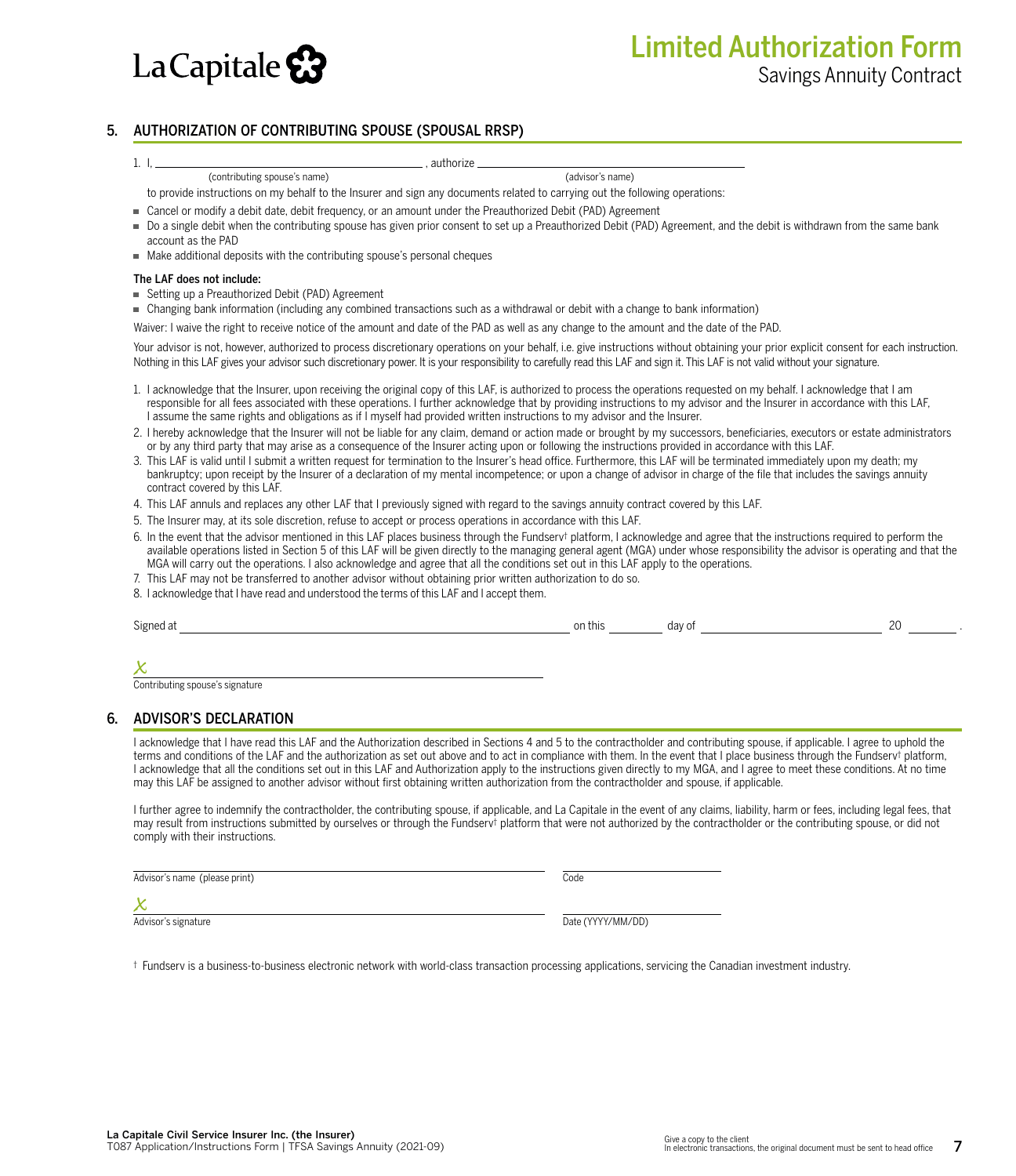# Limited Authorization Form

Savings Annuity Contract

## 5. AUTHORIZATION OF CONTRIBUTING SPOUSE (SPOUSAL RRSP)

1. I, ______________________ (contributing spouse's name), authorize ______________________ (advisor's name)

to provide instructions on my behalf to the Insurer and sign any documents related to carrying out the following operations:

- Cancel or modify a debit date, debit frequency, or an amount under the Preauthorized Debit (PAD) Agreement
- Do a single debit when the contributing spouse has given prior consent to set up a Preauthorized Debit (PAD) Agreement, and the debit is withdrawn from the same bank account as the PAD
- Make additional deposits with the contributing spouse's personal cheques

**The LAF does not include:**

- Setting up a Preauthorized Debit (PAD) Agreement
- Changing bank information (including any combined transactions such as a withdrawal or debit with a change to bank information)

Waiver: I waive the right to receive notice of the amount and date of the PAD as well as any change to the amount and the date of the PAD.

Your advisor is not, however, authorized to process discretionary operations on your behalf, i.e. give instructions without obtaining your prior explicit consent for each instruction. Nothing in this LAF gives your advisor such discretionary power. It is your responsibility to carefully read this LAF and sign it. This LAF is not valid without your signature.

1. I acknowledge that the Insurer, upon receiving the original copy of this LAF, is authorized to process the operations requested on my behalf. I acknowledge that I am responsible for all fees associated with these operations. I further acknowledge that by providing instructions to my advisor and the Insurer in accordance with this LAF, I assume the same rights and obligations as if I myself had provided written instructions to my advisor and the Insurer.
2. I hereby acknowledge that the Insurer will not be liable for any claim, demand or action made or brought by my successors, beneficiaries, executors or estate administrators or by any third party that may arise as a consequence of the Insurer acting upon or following the instructions provided in accordance with this LAF.
3. This LAF is valid until I submit a written request for termination to the Insurer's head office. Furthermore, this LAF will be terminated immediately upon my death; my bankruptcy; upon receipt by the Insurer of a declaration of my mental incompetence; or upon a change of advisor in charge of the file that includes the savings annuity contract covered by this LAF.
4. This LAF annuls and replaces any other LAF that I previously signed with regard to the savings annuity contract covered by this LAF.
5. The Insurer may, at its sole discretion, refuse to accept or process operations in accordance with this LAF.
6. In the event that the advisor mentioned in this LAF places business through the Fundserv† platform, I acknowledge and agree that the instructions required to perform the available operations listed in Section 5 of this LAF will be given directly to the managing general agent (MGA) under whose responsibility the advisor is operating and that the MGA will carry out the operations. I also acknowledge and agree that all the conditions set out in this LAF apply to the operations.
7. This LAF may not be transferred to another advisor without obtaining prior written authorization to do so.
8. I acknowledge that I have read and understood the terms of this LAF and I accept them.

Signed at ______________________ on this ________ day of ______________________ 20 ________ .

X ______________________
Contributing spouse's signature

## 6. ADVISOR'S DECLARATION

I acknowledge that I have read this LAF and the Authorization described in Sections 4 and 5 to the contractholder and contributing spouse, if applicable. I agree to uphold the terms and conditions of the LAF and the authorization as set out above and to act in compliance with them. In the event that I place business through the Fundserv† platform, I acknowledge that all the conditions set out in this LAF and Authorization apply to the instructions given directly to my MGA, and I agree to meet these conditions. At no time may this LAF be assigned to another advisor without first obtaining written authorization from the contractholder and spouse, if applicable.

I further agree to indemnify the contractholder, the contributing spouse, if applicable, and La Capitale in the event of any claims, liability, harm or fees, including legal fees, that may result from instructions submitted by ourselves or through the Fundserv† platform that were not authorized by the contractholder or the contributing spouse, or did not comply with their instructions.

______________________
Advisor's name (please print)

______________________
Code

X ______________________
Advisor's signature

______________________
Date (YYYY/MM/DD)

† Fundserv is a business-to-business electronic network with world-class transaction processing applications, servicing the Canadian investment industry.

**La Capitale Civil Service Insurer Inc. (the Insurer)**
T087 Application/Instructions Form | TFSA Savings Annuity (2021-09)

Give a copy to the client
In electronic transactions, the original document must be sent to head office